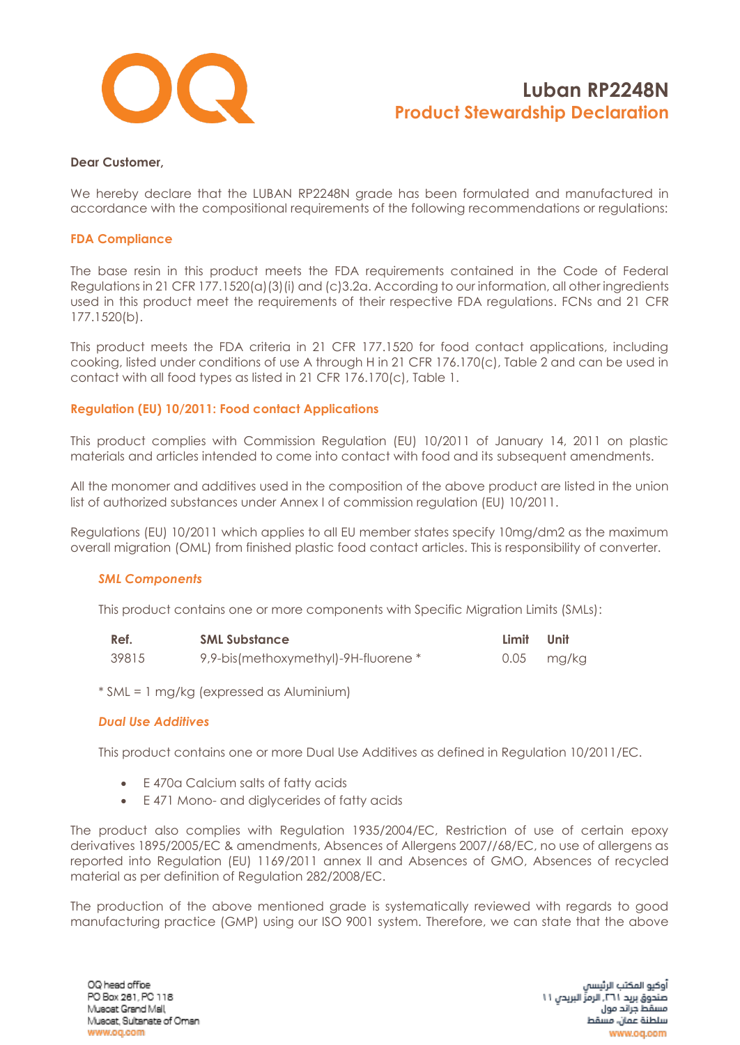# Luban RP2248N

## Product Stewardship Declaration

**Dear Customer,**

We hereby declare that the LUBAN RP2248N grade has been formulated and manufactured in accordance with the compositional requirements of the following recommendations or regulations:

### FDA Compliance

The base resin in this product meets the FDA requirements contained in the Code of Federal Regulations in 21 CFR 177.1520(a)(3)(i) and (c)3.2a. According to our information, all other ingredients used in this product meet the requirements of their respective FDA regulations. FCNs and 21 CFR 177.1520(b).

This product meets the FDA criteria in 21 CFR 177.1520 for food contact applications, including cooking, listed under conditions of use A through H in 21 CFR 176.170(c), Table 2 and can be used in contact with all food types as listed in 21 CFR 176.170(c), Table 1.

### Regulation (EU) 10/2011: Food contact Applications

This product complies with Commission Regulation (EU) 10/2011 of January 14, 2011 on plastic materials and articles intended to come into contact with food and its subsequent amendments.

All the monomer and additives used in the composition of the above product are listed in the union list of authorized substances under Annex I of commission regulation (EU) 10/2011.

Regulations (EU) 10/2011 which applies to all EU member states specify 10mg/dm2 as the maximum overall migration (OML) from finished plastic food contact articles. This is responsibility of converter.

#### *SML Components*

This product contains one or more components with Specific Migration Limits (SMLs):

| Ref. | SML Substance | Limit | Unit |
| --- | --- | --- | --- |
| 39815 | 9,9-bis(methoxymethyl)-9H-fluorene * | 0.05 | mg/kg |

* SML = 1 mg/kg (expressed as Aluminium)

#### *Dual Use Additives*

This product contains one or more Dual Use Additives as defined in Regulation 10/2011/EC.

- E 470a Calcium salts of fatty acids
- E 471 Mono- and diglycerides of fatty acids

The product also complies with Regulation 1935/2004/EC, Restriction of use of certain epoxy derivatives 1895/2005/EC & amendments, Absences of Allergens 2007//68/EC, no use of allergens as reported into Regulation (EU) 1169/2011 annex II and Absences of GMO, Absences of recycled material as per definition of Regulation 282/2008/EC.

The production of the above mentioned grade is systematically reviewed with regards to good manufacturing practice (GMP) using our ISO 9001 system. Therefore, we can state that the above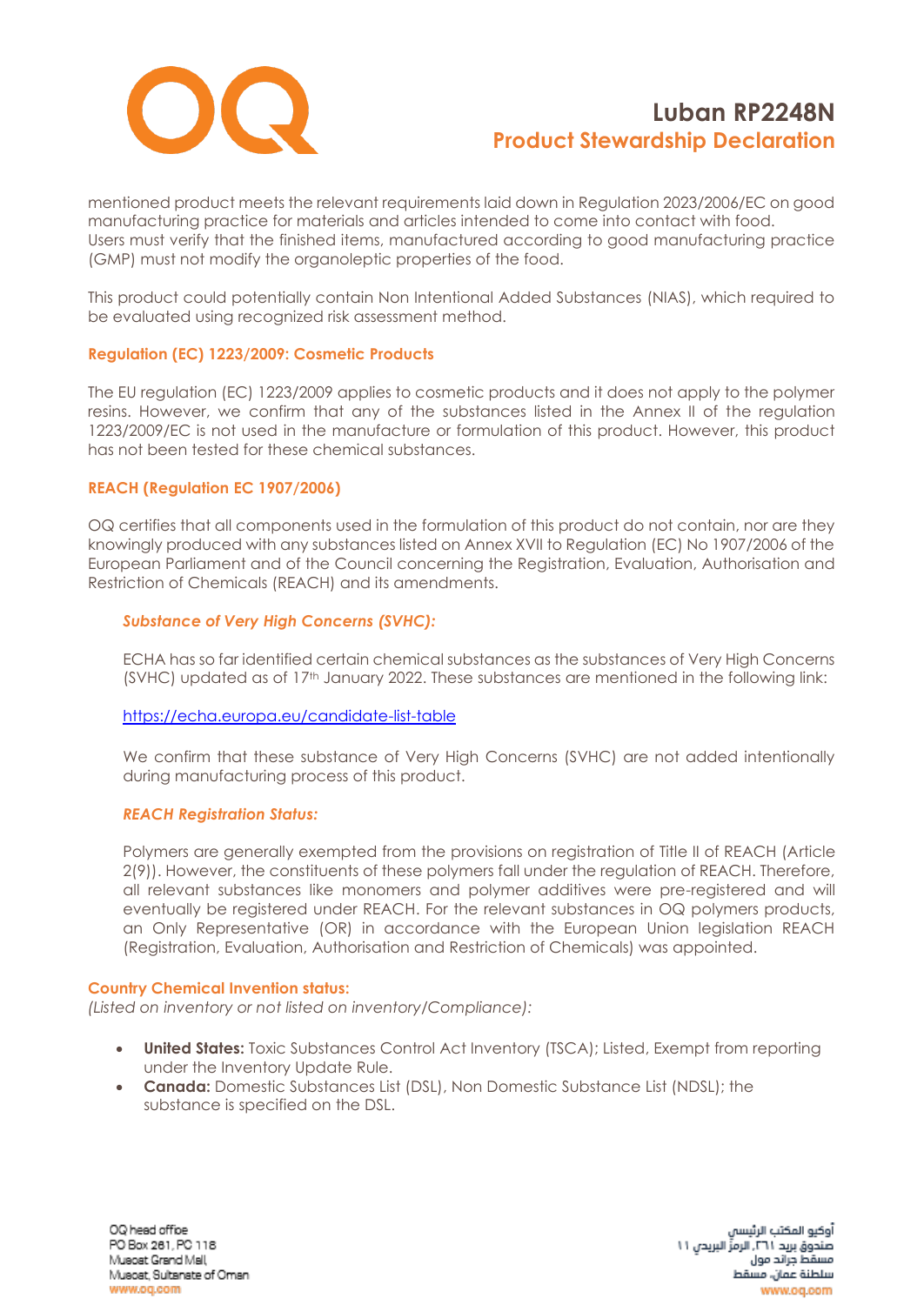mentioned product meets the relevant requirements laid down in Regulation 2023/2006/EC on good manufacturing practice for materials and articles intended to come into contact with food. Users must verify that the finished items, manufactured according to good manufacturing practice (GMP) must not modify the organoleptic properties of the food.

This product could potentially contain Non Intentional Added Substances (NIAS), which required to be evaluated using recognized risk assessment method.

### Regulation (EC) 1223/2009: Cosmetic Products

The EU regulation (EC) 1223/2009 applies to cosmetic products and it does not apply to the polymer resins. However, we confirm that any of the substances listed in the Annex II of the regulation 1223/2009/EC is not used in the manufacture or formulation of this product. However, this product has not been tested for these chemical substances.

### REACH (Regulation EC 1907/2006)

OQ certifies that all components used in the formulation of this product do not contain, nor are they knowingly produced with any substances listed on Annex XVII to Regulation (EC) No 1907/2006 of the European Parliament and of the Council concerning the Registration, Evaluation, Authorisation and Restriction of Chemicals (REACH) and its amendments.

#### *Substance of Very High Concerns (SVHC):*

ECHA has so far identified certain chemical substances as the substances of Very High Concerns (SVHC) updated as of 17th January 2022. These substances are mentioned in the following link:

https://echa.europa.eu/candidate-list-table

We confirm that these substance of Very High Concerns (SVHC) are not added intentionally during manufacturing process of this product.

#### *REACH Registration Status:*

Polymers are generally exempted from the provisions on registration of Title II of REACH (Article 2(9)). However, the constituents of these polymers fall under the regulation of REACH. Therefore, all relevant substances like monomers and polymer additives were pre-registered and will eventually be registered under REACH. For the relevant substances in OQ polymers products, an Only Representative (OR) in accordance with the European Union legislation REACH (Registration, Evaluation, Authorisation and Restriction of Chemicals) was appointed.

### Country Chemical Invention status:

*(Listed on inventory or not listed on inventory/Compliance):*

- **United States:** Toxic Substances Control Act Inventory (TSCA); Listed, Exempt from reporting under the Inventory Update Rule.
- **Canada:** Domestic Substances List (DSL), Non Domestic Substance List (NDSL); the substance is specified on the DSL.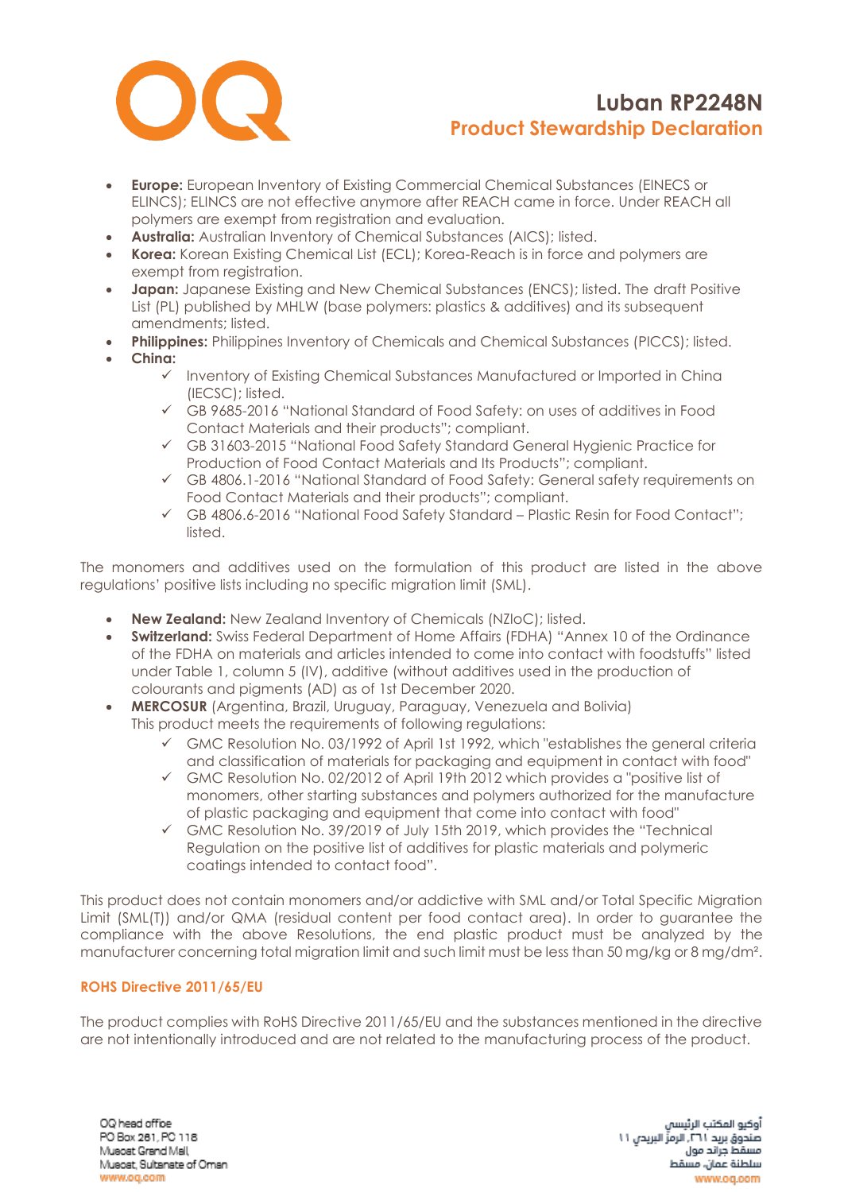- **Europe:** European Inventory of Existing Commercial Chemical Substances (EINECS or ELINCS); ELINCS are not effective anymore after REACH came in force. Under REACH all polymers are exempt from registration and evaluation.
- **Australia:** Australian Inventory of Chemical Substances (AICS); listed.
- **Korea:** Korean Existing Chemical List (ECL); Korea-Reach is in force and polymers are exempt from registration.
- **Japan:** Japanese Existing and New Chemical Substances (ENCS); listed. The draft Positive List (PL) published by MHLW (base polymers: plastics & additives) and its subsequent amendments; listed.
- **Philippines:** Philippines Inventory of Chemicals and Chemical Substances (PICCS); listed.
- **China:**
  - ✓ Inventory of Existing Chemical Substances Manufactured or Imported in China (IECSC); listed.
  - ✓ GB 9685-2016 "National Standard of Food Safety: on uses of additives in Food Contact Materials and their products"; compliant.
  - ✓ GB 31603-2015 "National Food Safety Standard General Hygienic Practice for Production of Food Contact Materials and Its Products"; compliant.
  - ✓ GB 4806.1-2016 "National Standard of Food Safety: General safety requirements on Food Contact Materials and their products"; compliant.
  - ✓ GB 4806.6-2016 "National Food Safety Standard – Plastic Resin for Food Contact"; listed.

The monomers and additives used on the formulation of this product are listed in the above regulations' positive lists including no specific migration limit (SML).

- **New Zealand:** New Zealand Inventory of Chemicals (NZIoC); listed.
- **Switzerland:** Swiss Federal Department of Home Affairs (FDHA) "Annex 10 of the Ordinance of the FDHA on materials and articles intended to come into contact with foodstuffs" listed under Table 1, column 5 (IV), additive (without additives used in the production of colourants and pigments (AD) as of 1st December 2020.
- **MERCOSUR** (Argentina, Brazil, Uruguay, Paraguay, Venezuela and Bolivia)
  This product meets the requirements of following regulations:
  - ✓ GMC Resolution No. 03/1992 of April 1st 1992, which "establishes the general criteria and classification of materials for packaging and equipment in contact with food"
  - ✓ GMC Resolution No. 02/2012 of April 19th 2012 which provides a "positive list of monomers, other starting substances and polymers authorized for the manufacture of plastic packaging and equipment that come into contact with food"
  - ✓ GMC Resolution No. 39/2019 of July 15th 2019, which provides the "Technical Regulation on the positive list of additives for plastic materials and polymeric coatings intended to contact food".

This product does not contain monomers and/or addictive with SML and/or Total Specific Migration Limit (SML(T)) and/or QMA (residual content per food contact area). In order to guarantee the compliance with the above Resolutions, the end plastic product must be analyzed by the manufacturer concerning total migration limit and such limit must be less than 50 mg/kg or 8 mg/dm².

## ROHS Directive 2011/65/EU

The product complies with RoHS Directive 2011/65/EU and the substances mentioned in the directive are not intentionally introduced and are not related to the manufacturing process of the product.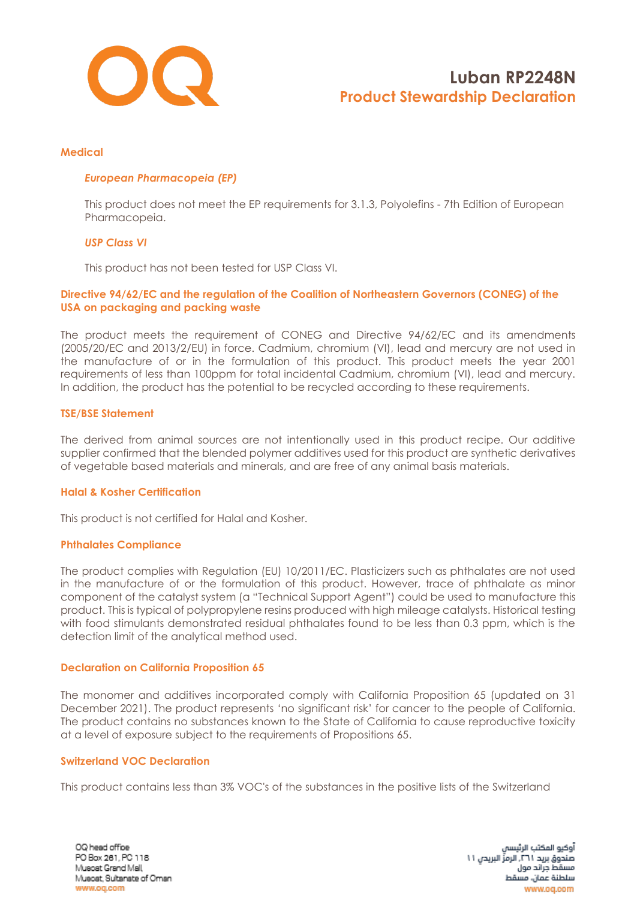## Medical

### *European Pharmacopeia (EP)*

This product does not meet the EP requirements for 3.1.3, Polyolefins - 7th Edition of European Pharmacopeia.

### *USP Class VI*

This product has not been tested for USP Class VI.

## Directive 94/62/EC and the regulation of the Coalition of Northeastern Governors (CONEG) of the USA on packaging and packing waste

The product meets the requirement of CONEG and Directive 94/62/EC and its amendments (2005/20/EC and 2013/2/EU) in force. Cadmium, chromium (VI), lead and mercury are not used in the manufacture of or in the formulation of this product. This product meets the year 2001 requirements of less than 100ppm for total incidental Cadmium, chromium (VI), lead and mercury. In addition, the product has the potential to be recycled according to these requirements.

## TSE/BSE Statement

The derived from animal sources are not intentionally used in this product recipe. Our additive supplier confirmed that the blended polymer additives used for this product are synthetic derivatives of vegetable based materials and minerals, and are free of any animal basis materials.

## Halal & Kosher Certification

This product is not certified for Halal and Kosher.

## Phthalates Compliance

The product complies with Regulation (EU) 10/2011/EC. Plasticizers such as phthalates are not used in the manufacture of or the formulation of this product. However, trace of phthalate as minor component of the catalyst system (a "Technical Support Agent") could be used to manufacture this product. This is typical of polypropylene resins produced with high mileage catalysts. Historical testing with food stimulants demonstrated residual phthalates found to be less than 0.3 ppm, which is the detection limit of the analytical method used.

## Declaration on California Proposition 65

The monomer and additives incorporated comply with California Proposition 65 (updated on 31 December 2021). The product represents 'no significant risk' for cancer to the people of California. The product contains no substances known to the State of California to cause reproductive toxicity at a level of exposure subject to the requirements of Propositions 65.

## Switzerland VOC Declaration

This product contains less than 3% VOC's of the substances in the positive lists of the Switzerland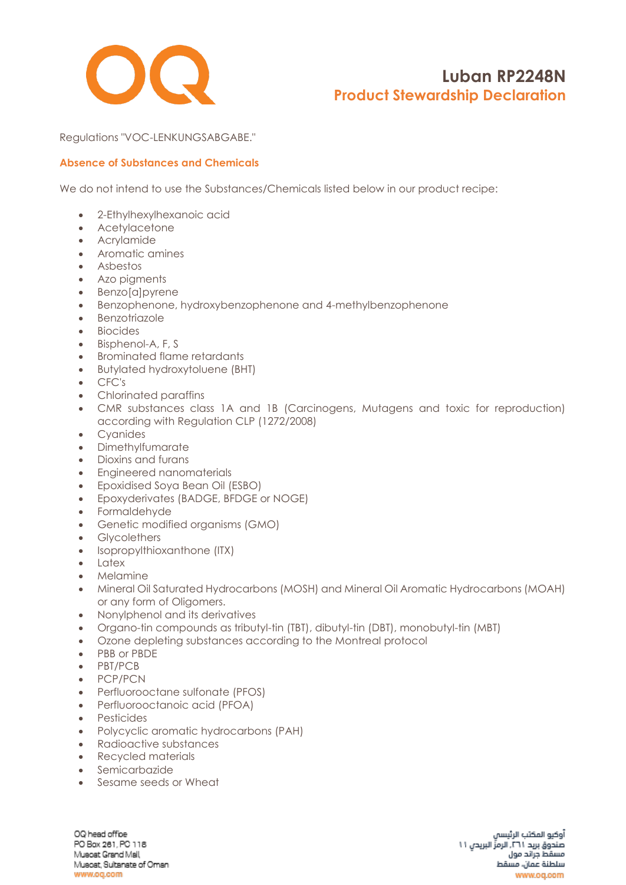Regulations "VOC-LENKUNGSABGABE."

## Absence of Substances and Chemicals

We do not intend to use the Substances/Chemicals listed below in our product recipe:

- 2-Ethylhexylhexanoic acid
- Acetylacetone
- Acrylamide
- Aromatic amines
- Asbestos
- Azo pigments
- Benzo[a]pyrene
- Benzophenone, hydroxybenzophenone and 4-methylbenzophenone
- Benzotriazole
- Biocides
- Bisphenol-A, F, S
- Brominated flame retardants
- Butylated hydroxytoluene (BHT)
- CFC's
- Chlorinated paraffins
- CMR substances class 1A and 1B (Carcinogens, Mutagens and toxic for reproduction) according with Regulation CLP (1272/2008)
- Cyanides
- Dimethylfumarate
- Dioxins and furans
- Engineered nanomaterials
- Epoxidised Soya Bean Oil (ESBO)
- Epoxyderivates (BADGE, BFDGE or NOGE)
- Formaldehyde
- Genetic modified organisms (GMO)
- Glycolethers
- Isopropylthioxanthone (ITX)
- Latex
- Melamine
- Mineral Oil Saturated Hydrocarbons (MOSH) and Mineral Oil Aromatic Hydrocarbons (MOAH) or any form of Oligomers.
- Nonylphenol and its derivatives
- Organo-tin compounds as tributyl-tin (TBT), dibutyl-tin (DBT), monobutyl-tin (MBT)
- Ozone depleting substances according to the Montreal protocol
- PBB or PBDE
- PBT/PCB
- PCP/PCN
- Perfluorooctane sulfonate (PFOS)
- Perfluorooctanoic acid (PFOA)
- Pesticides
- Polycyclic aromatic hydrocarbons (PAH)
- Radioactive substances
- Recycled materials
- Semicarbazide
- Sesame seeds or Wheat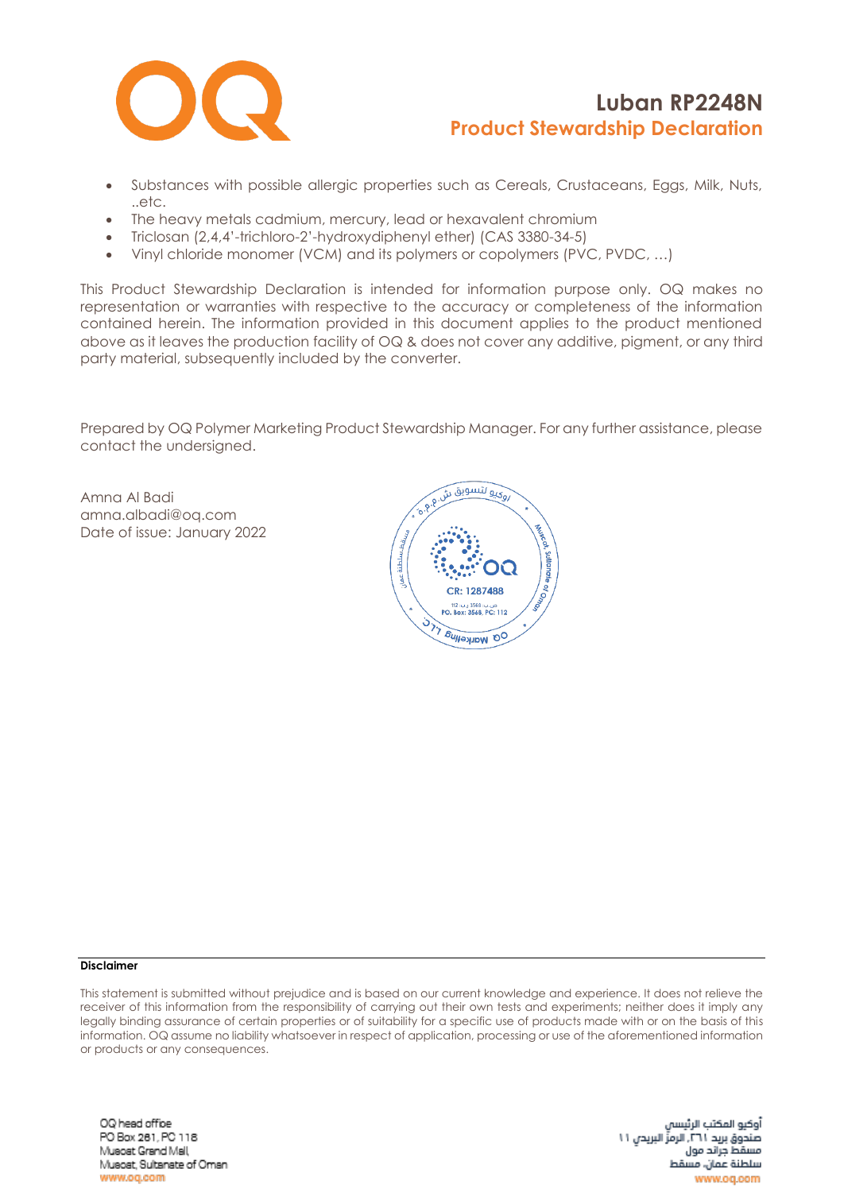- Substances with possible allergic properties such as Cereals, Crustaceans, Eggs, Milk, Nuts, ..etc.
- The heavy metals cadmium, mercury, lead or hexavalent chromium
- Triclosan (2,4,4'-trichloro-2'-hydroxydiphenyl ether) (CAS 3380-34-5)
- Vinyl chloride monomer (VCM) and its polymers or copolymers (PVC, PVDC, …)

This Product Stewardship Declaration is intended for information purpose only. OQ makes no representation or warranties with respective to the accuracy or completeness of the information contained herein. The information provided in this document applies to the product mentioned above as it leaves the production facility of OQ & does not cover any additive, pigment, or any third party material, subsequently included by the converter.

Prepared by OQ Polymer Marketing Product Stewardship Manager. For any further assistance, please contact the undersigned.

Amna Al Badi
amna.albadi@oq.com
Date of issue: January 2022

**Disclaimer**

This statement is submitted without prejudice and is based on our current knowledge and experience. It does not relieve the receiver of this information from the responsibility of carrying out their own tests and experiments; neither does it imply any legally binding assurance of certain properties or of suitability for a specific use of products made with or on the basis of this information. OQ assume no liability whatsoever in respect of application, processing or use of the aforementioned information or products or any consequences.